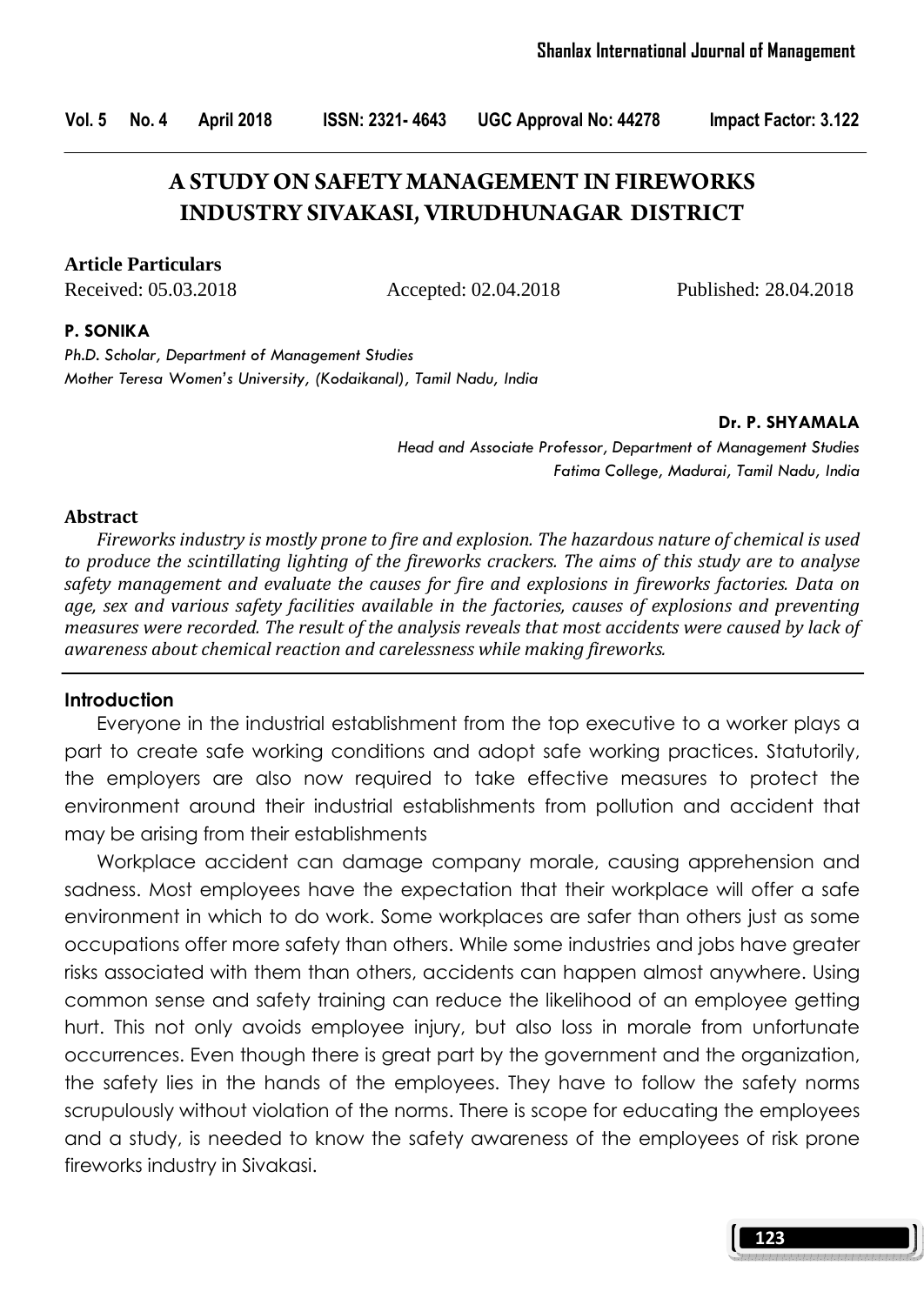# A STUDY ON SAFETY MANAGEMENT IN FIREWORKS INDUSTRY SIVAKASI, VIRUDHUNAGAR DISTRICT

**Article Particulars**

Received: 05.03.2018 Accepted: 02.04.2018 Published: 28.04.2018

**P. SONIKA**

*Ph.D. Scholar, Department of Management Studies*
*Mother Teresa Women's University, (Kodaikanal), Tamil Nadu, India*

**Dr. P. SHYAMALA**

*Head and Associate Professor, Department of Management Studies*
*Fatima College, Madurai, Tamil Nadu, India*

## Abstract

*Fireworks industry is mostly prone to fire and explosion. The hazardous nature of chemical is used to produce the scintillating lighting of the fireworks crackers. The aims of this study are to analyse safety management and evaluate the causes for fire and explosions in fireworks factories. Data on age, sex and various safety facilities available in the factories, causes of explosions and preventing measures were recorded. The result of the analysis reveals that most accidents were caused by lack of awareness about chemical reaction and carelessness while making fireworks.*

## Introduction

Everyone in the industrial establishment from the top executive to a worker plays a part to create safe working conditions and adopt safe working practices. Statutorily, the employers are also now required to take effective measures to protect the environment around their industrial establishments from pollution and accident that may be arising from their establishments

Workplace accident can damage company morale, causing apprehension and sadness. Most employees have the expectation that their workplace will offer a safe environment in which to do work. Some workplaces are safer than others just as some occupations offer more safety than others. While some industries and jobs have greater risks associated with them than others, accidents can happen almost anywhere. Using common sense and safety training can reduce the likelihood of an employee getting hurt. This not only avoids employee injury, but also loss in morale from unfortunate occurrences. Even though there is great part by the government and the organization, the safety lies in the hands of the employees. They have to follow the safety norms scrupulously without violation of the norms. There is scope for educating the employees and a study, is needed to know the safety awareness of the employees of risk prone fireworks industry in Sivakasi.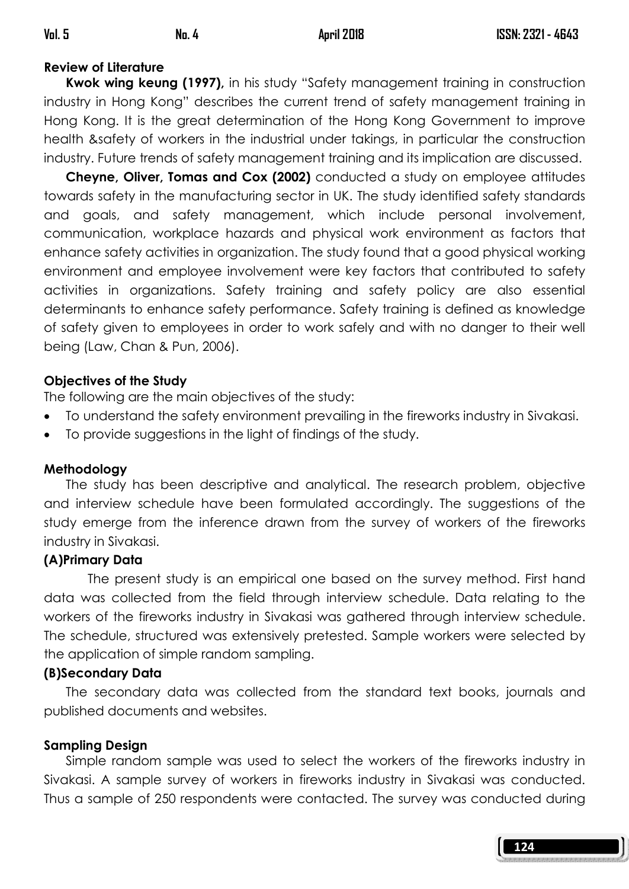## Review of Literature

**Kwok wing keung (1997),** in his study "Safety management training in construction industry in Hong Kong" describes the current trend of safety management training in Hong Kong. It is the great determination of the Hong Kong Government to improve health &safety of workers in the industrial under takings, in particular the construction industry. Future trends of safety management training and its implication are discussed.

**Cheyne, Oliver, Tomas and Cox (2002)** conducted a study on employee attitudes towards safety in the manufacturing sector in UK. The study identified safety standards and goals, and safety management, which include personal involvement, communication, workplace hazards and physical work environment as factors that enhance safety activities in organization. The study found that a good physical working environment and employee involvement were key factors that contributed to safety activities in organizations. Safety training and safety policy are also essential determinants to enhance safety performance. Safety training is defined as knowledge of safety given to employees in order to work safely and with no danger to their well being (Law, Chan & Pun, 2006).

## Objectives of the Study

The following are the main objectives of the study:

- To understand the safety environment prevailing in the fireworks industry in Sivakasi.
- To provide suggestions in the light of findings of the study.

## Methodology

The study has been descriptive and analytical. The research problem, objective and interview schedule have been formulated accordingly. The suggestions of the study emerge from the inference drawn from the survey of workers of the fireworks industry in Sivakasi.

### (A)Primary Data

The present study is an empirical one based on the survey method. First hand data was collected from the field through interview schedule. Data relating to the workers of the fireworks industry in Sivakasi was gathered through interview schedule. The schedule, structured was extensively pretested. Sample workers were selected by the application of simple random sampling.

### (B)Secondary Data

The secondary data was collected from the standard text books, journals and published documents and websites.

## Sampling Design

Simple random sample was used to select the workers of the fireworks industry in Sivakasi. A sample survey of workers in fireworks industry in Sivakasi was conducted. Thus a sample of 250 respondents were contacted. The survey was conducted during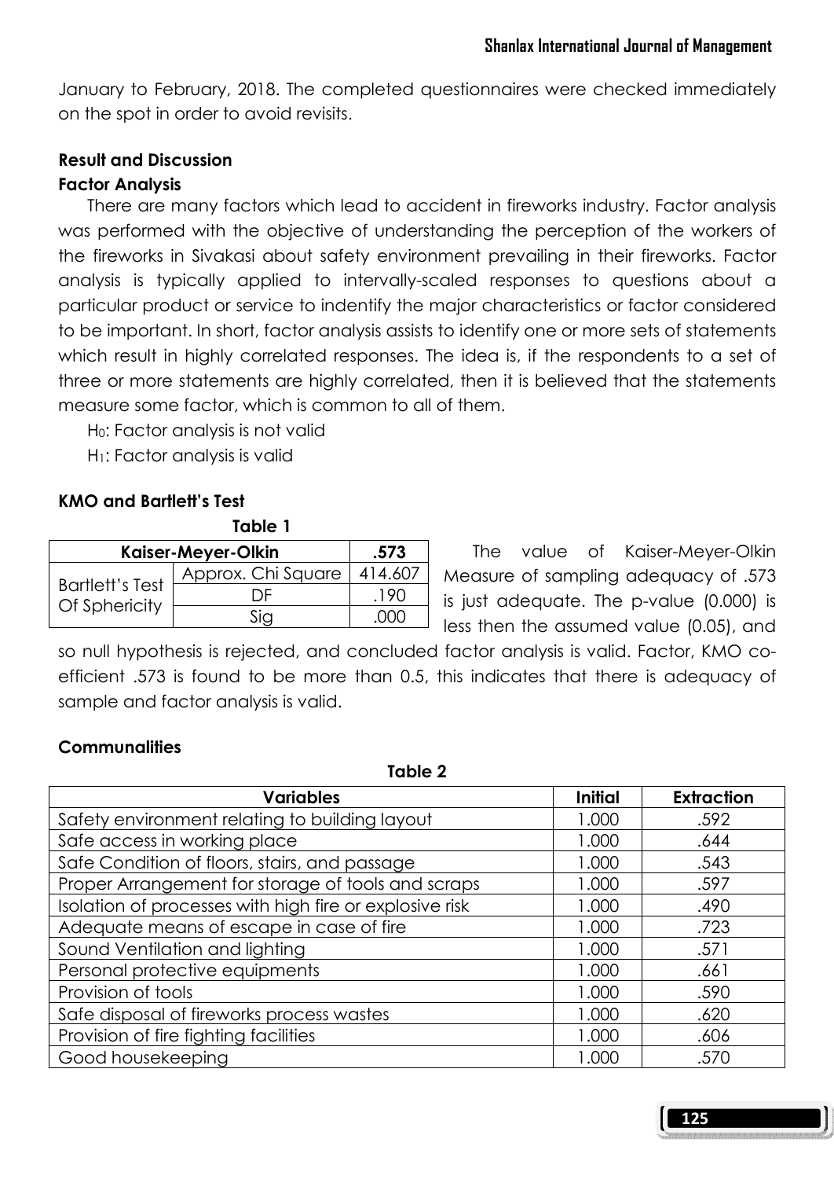January to February, 2018. The completed questionnaires were checked immediately on the spot in order to avoid revisits.

## Result and Discussion

### Factor Analysis

There are many factors which lead to accident in fireworks industry. Factor analysis was performed with the objective of understanding the perception of the workers of the fireworks in Sivakasi about safety environment prevailing in their fireworks. Factor analysis is typically applied to intervally-scaled responses to questions about a particular product or service to indentify the major characteristics or factor considered to be important. In short, factor analysis assists to identify one or more sets of statements which result in highly correlated responses. The idea is, if the respondents to a set of three or more statements are highly correlated, then it is believed that the statements measure some factor, which is common to all of them.

$H_0$: Factor analysis is not valid

$H_1$: Factor analysis is valid

### KMO and Bartlett's Test

**Table 1**

| Kaiser-Meyer-Olkin | | .573 |
|---|---|---|
| Bartlett's Test Of Sphericity | Approx. Chi Square | 414.607 |
| | DF | .190 |
| | Sig | .000 |

The value of Kaiser-Meyer-Olkin Measure of sampling adequacy of .573 is just adequate. The p-value (0.000) is less then the assumed value (0.05), and so null hypothesis is rejected, and concluded factor analysis is valid. Factor, KMO co-efficient .573 is found to be more than 0.5, this indicates that there is adequacy of sample and factor analysis is valid.

### Communalities

**Table 2**

| Variables | Initial | Extraction |
|---|---|---|
| Safety environment relating to building layout | 1.000 | .592 |
| Safe access in working place | 1.000 | .644 |
| Safe Condition of floors, stairs, and passage | 1.000 | .543 |
| Proper Arrangement for storage of tools and scraps | 1.000 | .597 |
| Isolation of processes with high fire or explosive risk | 1.000 | .490 |
| Adequate means of escape in case of fire | 1.000 | .723 |
| Sound Ventilation and lighting | 1.000 | .571 |
| Personal protective equipments | 1.000 | .661 |
| Provision of tools | 1.000 | .590 |
| Safe disposal of fireworks process wastes | 1.000 | .620 |
| Provision of fire fighting facilities | 1.000 | .606 |
| Good housekeeping | 1.000 | .570 |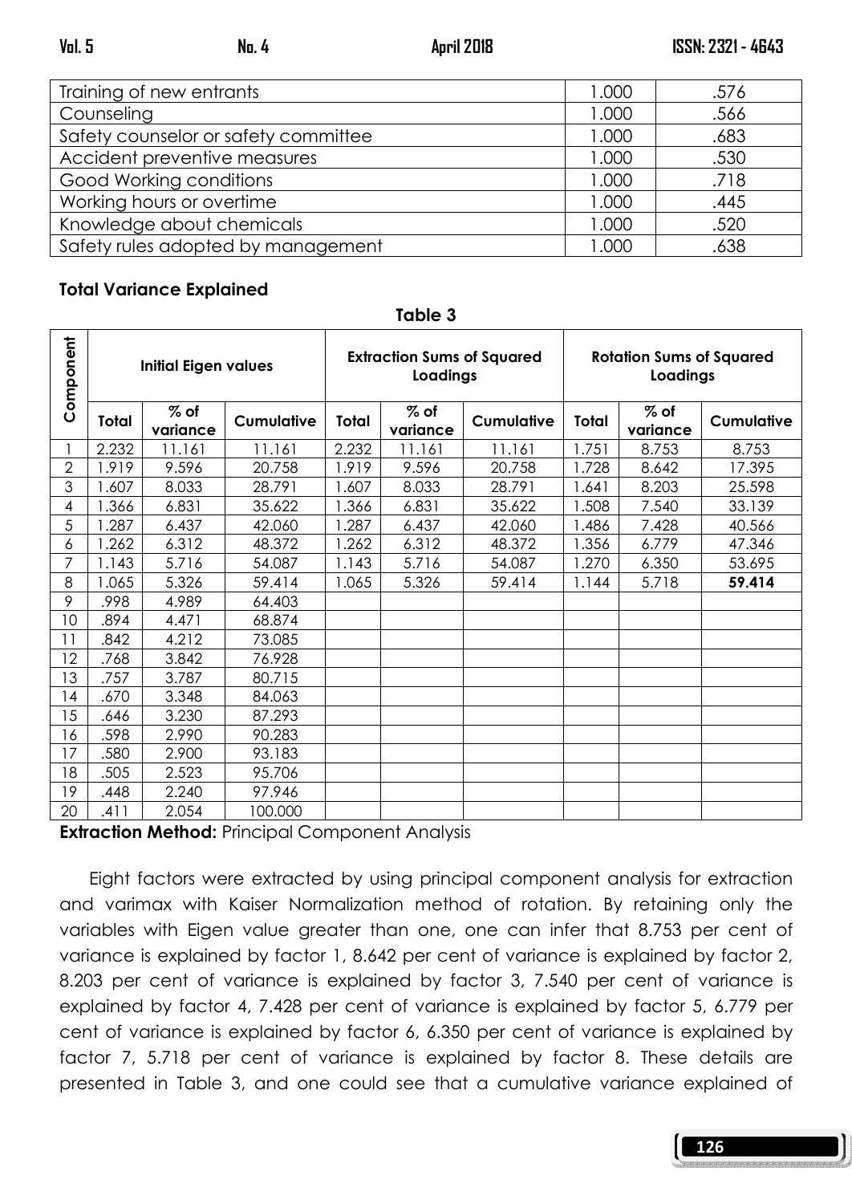| | | |
|---|---|---|
| Training of new entrants | 1.000 | .576 |
| Counseling | 1.000 | .566 |
| Safety counselor or safety committee | 1.000 | .683 |
| Accident preventive measures | 1.000 | .530 |
| Good Working conditions | 1.000 | .718 |
| Working hours or overtime | 1.000 | .445 |
| Knowledge about chemicals | 1.000 | .520 |
| Safety rules adopted by management | 1.000 | .638 |

**Total Variance Explained**

**Table 3**

| Component | Initial Eigen values | | | Extraction Sums of Squared Loadings | | | Rotation Sums of Squared Loadings | | |
|---|---|---|---|---|---|---|---|---|---|
| | Total | % of variance | Cumulative | Total | % of variance | Cumulative | Total | % of variance | Cumulative |
| 1 | 2.232 | 11.161 | 11.161 | 2.232 | 11.161 | 11.161 | 1.751 | 8.753 | 8.753 |
| 2 | 1.919 | 9.596 | 20.758 | 1.919 | 9.596 | 20.758 | 1.728 | 8.642 | 17.395 |
| 3 | 1.607 | 8.033 | 28.791 | 1.607 | 8.033 | 28.791 | 1.641 | 8.203 | 25.598 |
| 4 | 1.366 | 6.831 | 35.622 | 1.366 | 6.831 | 35.622 | 1.508 | 7.540 | 33.139 |
| 5 | 1.287 | 6.437 | 42.060 | 1.287 | 6.437 | 42.060 | 1.486 | 7.428 | 40.566 |
| 6 | 1.262 | 6.312 | 48.372 | 1.262 | 6.312 | 48.372 | 1.356 | 6.779 | 47.346 |
| 7 | 1.143 | 5.716 | 54.087 | 1.143 | 5.716 | 54.087 | 1.270 | 6.350 | 53.695 |
| 8 | 1.065 | 5.326 | 59.414 | 1.065 | 5.326 | 59.414 | 1.144 | 5.718 | **59.414** |
| 9 | .998 | 4.989 | 64.403 | | | | | | |
| 10 | .894 | 4.471 | 68.874 | | | | | | |
| 11 | .842 | 4.212 | 73.085 | | | | | | |
| 12 | .768 | 3.842 | 76.928 | | | | | | |
| 13 | .757 | 3.787 | 80.715 | | | | | | |
| 14 | .670 | 3.348 | 84.063 | | | | | | |
| 15 | .646 | 3.230 | 87.293 | | | | | | |
| 16 | .598 | 2.990 | 90.283 | | | | | | |
| 17 | .580 | 2.900 | 93.183 | | | | | | |
| 18 | .505 | 2.523 | 95.706 | | | | | | |
| 19 | .448 | 2.240 | 97.946 | | | | | | |
| 20 | .411 | 2.054 | 100.000 | | | | | | |

**Extraction Method:** Principal Component Analysis

Eight factors were extracted by using principal component analysis for extraction and varimax with Kaiser Normalization method of rotation. By retaining only the variables with Eigen value greater than one, one can infer that 8.753 per cent of variance is explained by factor 1, 8.642 per cent of variance is explained by factor 2, 8.203 per cent of variance is explained by factor 3, 7.540 per cent of variance is explained by factor 4, 7.428 per cent of variance is explained by factor 5, 6.779 per cent of variance is explained by factor 6, 6.350 per cent of variance is explained by factor 7, 5.718 per cent of variance is explained by factor 8. These details are presented in Table 3, and one could see that a cumulative variance explained of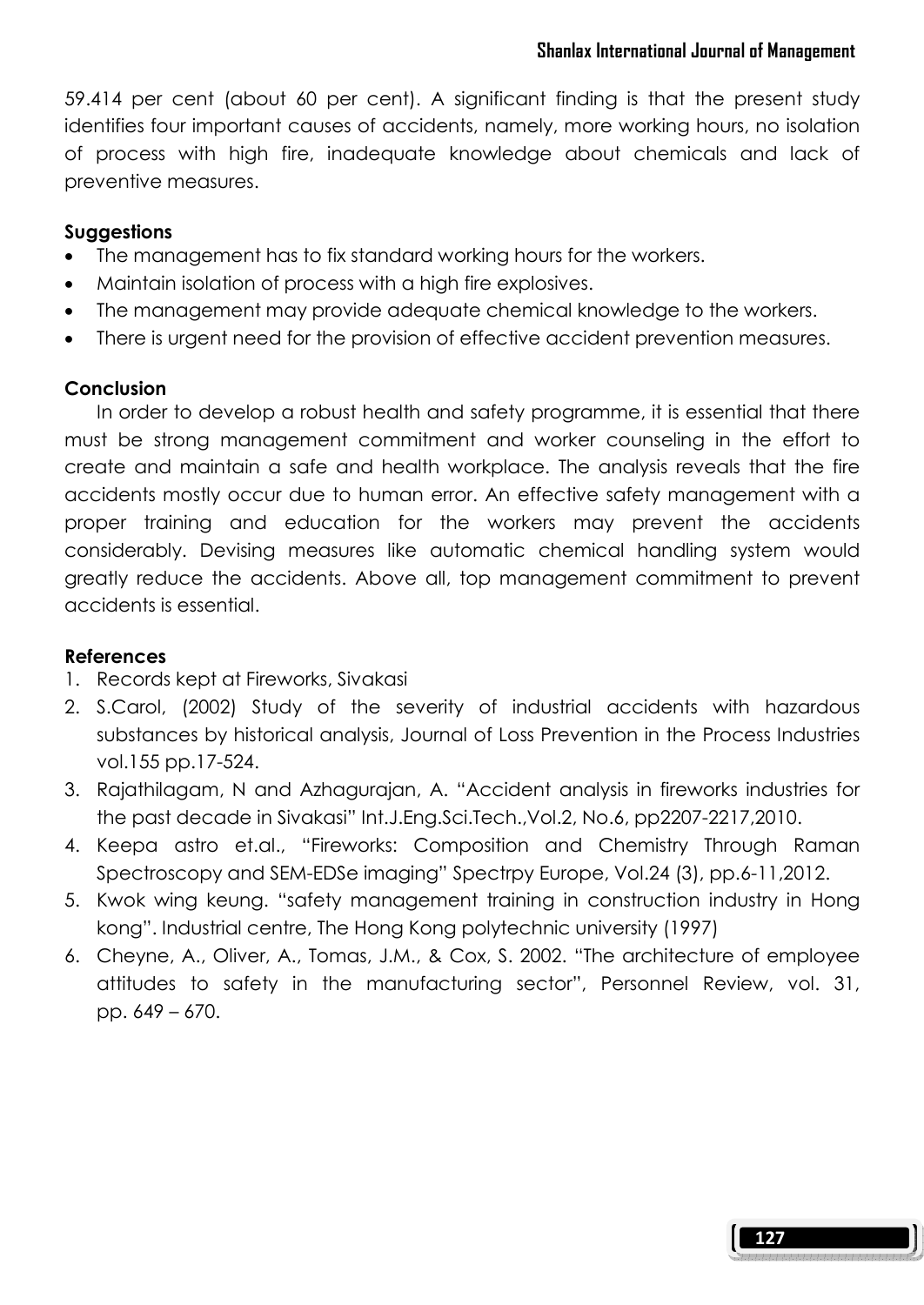59.414 per cent (about 60 per cent). A significant finding is that the present study identifies four important causes of accidents, namely, more working hours, no isolation of process with high fire, inadequate knowledge about chemicals and lack of preventive measures.

### Suggestions

- The management has to fix standard working hours for the workers.
- Maintain isolation of process with a high fire explosives.
- The management may provide adequate chemical knowledge to the workers.
- There is urgent need for the provision of effective accident prevention measures.

### Conclusion

In order to develop a robust health and safety programme, it is essential that there must be strong management commitment and worker counseling in the effort to create and maintain a safe and health workplace. The analysis reveals that the fire accidents mostly occur due to human error. An effective safety management with a proper training and education for the workers may prevent the accidents considerably. Devising measures like automatic chemical handling system would greatly reduce the accidents. Above all, top management commitment to prevent accidents is essential.

### References

1. Records kept at Fireworks, Sivakasi
2. S.Carol, (2002) Study of the severity of industrial accidents with hazardous substances by historical analysis, Journal of Loss Prevention in the Process Industries vol.155 pp.17-524.
3. Rajathilagam, N and Azhagurajan, A. "Accident analysis in fireworks industries for the past decade in Sivakasi" Int.J.Eng.Sci.Tech.,Vol.2, No.6, pp2207-2217,2010.
4. Keepa astro et.al., "Fireworks: Composition and Chemistry Through Raman Spectroscopy and SEM-EDSe imaging" Spectrpy Europe, Vol.24 (3), pp.6-11,2012.
5. Kwok wing keung. "safety management training in construction industry in Hong kong". Industrial centre, The Hong Kong polytechnic university (1997)
6. Cheyne, A., Oliver, A., Tomas, J.M., & Cox, S. 2002. "The architecture of employee attitudes to safety in the manufacturing sector", Personnel Review, vol. 31, pp. 649 – 670.